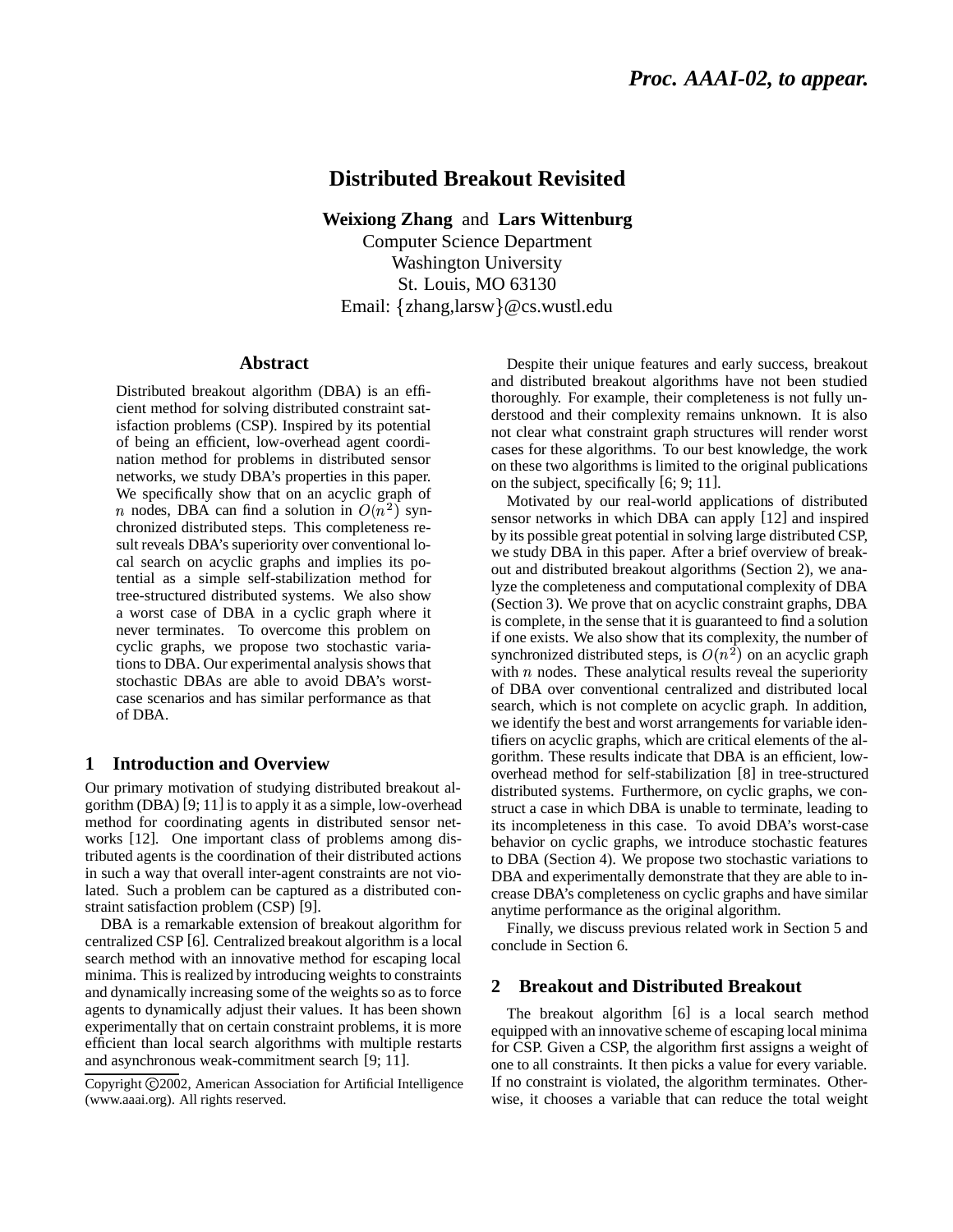*Proc. AAAI-02, to appear.*

# Distributed Breakout Revisited

**Weixiong Zhang** and **Lars Wittenburg**
Computer Science Department
Washington University
St. Louis, MO 63130
Email: {zhang,larsw}@cs.wustl.edu

## Abstract

Distributed breakout algorithm (DBA) is an efficient method for solving distributed constraint satisfaction problems (CSP). Inspired by its potential of being an efficient, low-overhead agent coordination method for problems in distributed sensor networks, we study DBA's properties in this paper. We specifically show that on an acyclic graph of $n$ nodes, DBA can find a solution in $O(n^2)$ synchronized distributed steps. This completeness result reveals DBA's superiority over conventional local search on acyclic graphs and implies its potential as a simple self-stabilization method for tree-structured distributed systems. We also show a worst case of DBA in a cyclic graph where it never terminates. To overcome this problem on cyclic graphs, we propose two stochastic variations to DBA. Our experimental analysis shows that stochastic DBAs are able to avoid DBA's worst-case scenarios and has similar performance as that of DBA.

## 1 Introduction and Overview

Our primary motivation of studying distributed breakout algorithm (DBA) [9; 11] is to apply it as a simple, low-overhead method for coordinating agents in distributed sensor networks [12]. One important class of problems among distributed agents is the coordination of their distributed actions in such a way that overall inter-agent constraints are not violated. Such a problem can be captured as a distributed constraint satisfaction problem (CSP) [9].

DBA is a remarkable extension of breakout algorithm for centralized CSP [6]. Centralized breakout algorithm is a local search method with an innovative method for escaping local minima. This is realized by introducing weights to constraints and dynamically increasing some of the weights so as to force agents to dynamically adjust their values. It has been shown experimentally that on certain constraint problems, it is more efficient than local search algorithms with multiple restarts and asynchronous weak-commitment search [9; 11].

Copyright ©2002, American Association for Artificial Intelligence (www.aaai.org). All rights reserved.

Despite their unique features and early success, breakout and distributed breakout algorithms have not been studied thoroughly. For example, their completeness is not fully understood and their complexity remains unknown. It is also not clear what constraint graph structures will render worst cases for these algorithms. To our best knowledge, the work on these two algorithms is limited to the original publications on the subject, specifically [6; 9; 11].

Motivated by our real-world applications of distributed sensor networks in which DBA can apply [12] and inspired by its possible great potential in solving large distributed CSP, we study DBA in this paper. After a brief overview of breakout and distributed breakout algorithms (Section 2), we analyze the completeness and computational complexity of DBA (Section 3). We prove that on acyclic constraint graphs, DBA is complete, in the sense that it is guaranteed to find a solution if one exists. We also show that its complexity, the number of synchronized distributed steps, is $O(n^2)$ on an acyclic graph with $n$ nodes. These analytical results reveal the superiority of DBA over conventional centralized and distributed local search, which is not complete on acyclic graph. In addition, we identify the best and worst arrangements for variable identifiers on acyclic graphs, which are critical elements of the algorithm. These results indicate that DBA is an efficient, low-overhead method for self-stabilization [8] in tree-structured distributed systems. Furthermore, on cyclic graphs, we construct a case in which DBA is unable to terminate, leading to its incompleteness in this case. To avoid DBA's worst-case behavior on cyclic graphs, we introduce stochastic features to DBA (Section 4). We propose two stochastic variations to DBA and experimentally demonstrate that they are able to increase DBA's completeness on cyclic graphs and have similar anytime performance as the original algorithm.

Finally, we discuss previous related work in Section 5 and conclude in Section 6.

## 2 Breakout and Distributed Breakout

The breakout algorithm [6] is a local search method equipped with an innovative scheme of escaping local minima for CSP. Given a CSP, the algorithm first assigns a weight of one to all constraints. It then picks a value for every variable. If no constraint is violated, the algorithm terminates. Otherwise, it chooses a variable that can reduce the total weight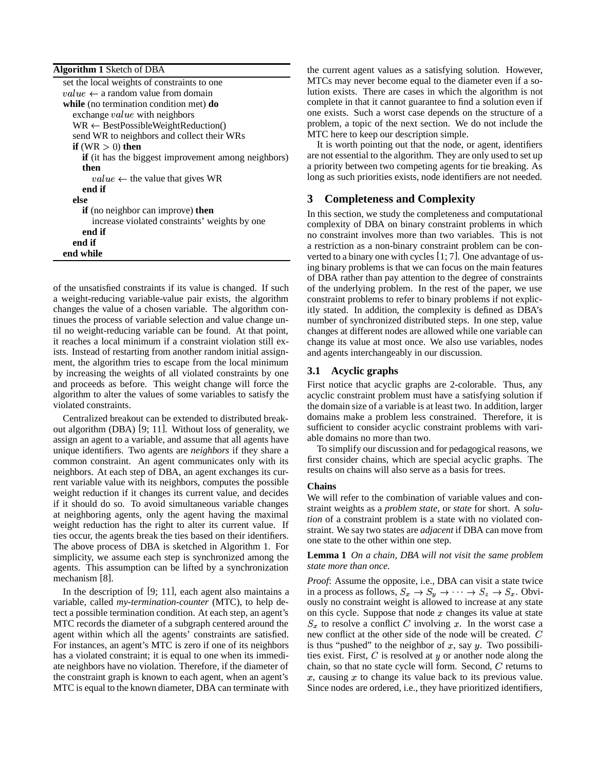**Algorithm 1** Sketch of DBA

```
set the local weights of constraints to one
value ← a random value from domain
while (no termination condition met) do
  exchange value with neighbors
  WR ← BestPossibleWeightReduction()
  send WR to neighbors and collect their WRs
  if (WR > 0) then
    if (it has the biggest improvement among neighbors)
    then
      value ← the value that gives WR
    end if
  else
    if (no neighbor can improve) then
      increase violated constraints' weights by one
    end if
  end if
end while
```

of the unsatisfied constraints if its value is changed. If such a weight-reducing variable-value pair exists, the algorithm changes the value of a chosen variable. The algorithm continues the process of variable selection and value change until no weight-reducing variable can be found. At that point, it reaches a local minimum if a constraint violation still exists. Instead of restarting from another random initial assignment, the algorithm tries to escape from the local minimum by increasing the weights of all violated constraints by one and proceeds as before. This weight change will force the algorithm to alter the values of some variables to satisfy the violated constraints.

Centralized breakout can be extended to distributed breakout algorithm (DBA) [9; 11]. Without loss of generality, we assign an agent to a variable, and assume that all agents have unique identifiers. Two agents are *neighbors* if they share a common constraint. An agent communicates only with its neighbors. At each step of DBA, an agent exchanges its current variable value with its neighbors, computes the possible weight reduction if it changes its current value, and decides if it should do so. To avoid simultaneous variable changes at neighboring agents, only the agent having the maximal weight reduction has the right to alter its current value. If ties occur, the agents break the ties based on their identifiers. The above process of DBA is sketched in Algorithm 1. For simplicity, we assume each step is synchronized among the agents. This assumption can be lifted by a synchronization mechanism [8].

In the description of [9; 11], each agent also maintains a variable, called *my-termination-counter* (MTC), to help detect a possible termination condition. At each step, an agent's MTC records the diameter of a subgraph centered around the agent within which all the agents' constraints are satisfied. For instances, an agent's MTC is zero if one of its neighbors has a violated constraint; it is equal to one when its immediate neighbors have no violation. Therefore, if the diameter of the constraint graph is known to each agent, when an agent's MTC is equal to the known diameter, DBA can terminate with the current agent values as a satisfying solution. However, MTCs may never become equal to the diameter even if a solution exists. There are cases in which the algorithm is not complete in that it cannot guarantee to find a solution even if one exists. Such a worst case depends on the structure of a problem, a topic of the next section. We do not include the MTC here to keep our description simple.

It is worth pointing out that the node, or agent, identifiers are not essential to the algorithm. They are only used to set up a priority between two competing agents for tie breaking. As long as such priorities exists, node identifiers are not needed.

## 3 Completeness and Complexity

In this section, we study the completeness and computational complexity of DBA on binary constraint problems in which no constraint involves more than two variables. This is not a restriction as a non-binary constraint problem can be converted to a binary one with cycles [1; 7]. One advantage of using binary problems is that we can focus on the main features of DBA rather than pay attention to the degree of constraints of the underlying problem. In the rest of the paper, we use constraint problems to refer to binary problems if not explicitly stated. In addition, the complexity is defined as DBA's number of synchronized distributed steps. In one step, value changes at different nodes are allowed while one variable can change its value at most once. We also use variables, nodes and agents interchangeably in our discussion.

### 3.1 Acyclic graphs

First notice that acyclic graphs are 2-colorable. Thus, any acyclic constraint problem must have a satisfying solution if the domain size of a variable is at least two. In addition, larger domains make a problem less constrained. Therefore, it is sufficient to consider acyclic constraint problems with variable domains no more than two.

To simplify our discussion and for pedagogical reasons, we first consider chains, which are special acyclic graphs. The results on chains will also serve as a basis for trees.

#### Chains

We will refer to the combination of variable values and constraint weights as a *problem state*, or *state* for short. A *solution* of a constraint problem is a state with no violated constraint. We say two states are *adjacent* if DBA can move from one state to the other within one step.

**Lemma 1** *On a chain, DBA will not visit the same problem state more than once.*

*Proof*: Assume the opposite, i.e., DBA can visit a state twice in a process as follows, $S_x \rightarrow S_y \rightarrow \cdots \rightarrow S_z \rightarrow S_x$. Obviously no constraint weight is allowed to increase at any state on this cycle. Suppose that node $x$ changes its value at state $S_x$ to resolve a conflict $C$ involving $x$. In the worst case a new conflict at the other side of the node will be created. $C$ is thus "pushed" to the neighbor of $x$, say $y$. Two possibilities exist. First, $C$ is resolved at $y$ or another node along the chain, so that no state cycle will form. Second, $C$ returns to $x$, causing $x$ to change its value back to its previous value. Since nodes are ordered, i.e., they have prioritized identifiers,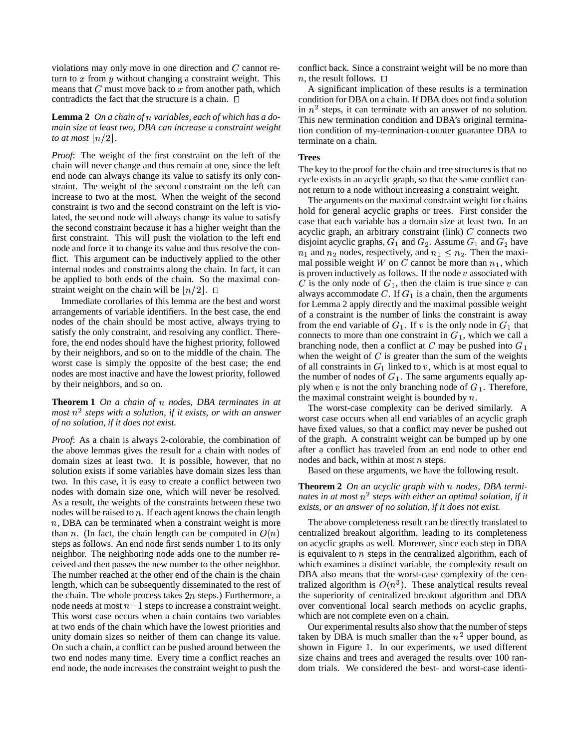violations may only move in one direction and $C$ cannot return to $x$ from $y$ without changing a constraint weight. This means that $C$ must move back to $x$ from another path, which contradicts the fact that the structure is a chain. □

**Lemma 2** *On a chain of $n$ variables, each of which has a domain size at least two, DBA can increase a constraint weight to at most $\lfloor n/2 \rfloor$.*

*Proof*: The weight of the first constraint on the left of the chain will never change and thus remain at one, since the left end node can always change its value to satisfy its only constraint. The weight of the second constraint on the left can increase to two at the most. When the weight of the second constraint is two and the second constraint on the left is violated, the second node will always change its value to satisfy the second constraint because it has a higher weight than the first constraint. This will push the violation to the left end node and force it to change its value and thus resolve the conflict. This argument can be inductively applied to the other internal nodes and constraints along the chain. In fact, it can be applied to both ends of the chain. So the maximal constraint weight on the chain will be $\lfloor n/2 \rfloor$. □

Immediate corollaries of this lemma are the best and worst arrangements of variable identifiers. In the best case, the end nodes of the chain should be most active, always trying to satisfy the only constraint, and resolving any conflict. Therefore, the end nodes should have the highest priority, followed by their neighbors, and so on to the middle of the chain. The worst case is simply the opposite of the best case; the end nodes are most inactive and have the lowest priority, followed by their neighbors, and so on.

**Theorem 1** *On a chain of $n$ nodes, DBA terminates in at most $n^2$ steps with a solution, if it exists, or with an answer of no solution, if it does not exist.*

*Proof*: As a chain is always 2-colorable, the combination of the above lemmas gives the result for a chain with nodes of domain sizes at least two. It is possible, however, that no solution exists if some variables have domain sizes less than two. In this case, it is easy to create a conflict between two nodes with domain size one, which will never be resolved. As a result, the weights of the constraints between these two nodes will be raised to $n$. If each agent knows the chain length $n$, DBA can be terminated when a constraint weight is more than $n$. (In fact, the chain length can be computed in $O(n)$ steps as follows. An end node first sends number 1 to its only neighbor. The neighboring node adds one to the number received and then passes the new number to the other neighbor. The number reached at the other end of the chain is the chain length, which can be subsequently disseminated to the rest of the chain. The whole process takes $2n$ steps.) Furthermore, a node needs at most $n-1$ steps to increase a constraint weight. This worst case occurs when a chain contains two variables at two ends of the chain which have the lowest priorities and unity domain sizes so neither of them can change its value. On such a chain, a conflict can be pushed around between the two end nodes many time. Every time a conflict reaches an end node, the node increases the constraint weight to push the conflict back. Since a constraint weight will be no more than $n$, the result follows. □

A significant implication of these results is a termination condition for DBA on a chain. If DBA does not find a solution in $n^2$ steps, it can terminate with an answer of no solution. This new termination condition and DBA's original termination condition of my-termination-counter guarantee DBA to terminate on a chain.

### Trees

The key to the proof for the chain and tree structures is that no cycle exists in an acyclic graph, so that the same conflict cannot return to a node without increasing a constraint weight.

The arguments on the maximal constraint weight for chains hold for general acyclic graphs or trees. First consider the case that each variable has a domain size at least two. In an acyclic graph, an arbitrary constraint (link) $C$ connects two disjoint acyclic graphs, $G_1$ and $G_2$. Assume $G_1$ and $G_2$ have $n_1$ and $n_2$ nodes, respectively, and $n_1 \leq n_2$. Then the maximal possible weight $W$ on $C$ cannot be more than $n_1$, which is proven inductively as follows. If the node $v$ associated with $C$ is the only node of $G_1$, then the claim is true since $v$ can always accommodate $C$. If $G_1$ is a chain, then the arguments for Lemma 2 apply directly and the maximal possible weight of a constraint is the number of links the constraint is away from the end variable of $G_1$. If $v$ is the only node in $G_1$ that connects to more than one constraint in $G_1$, which we call a branching node, then a conflict at $C$ may be pushed into $G_1$ when the weight of $C$ is greater than the sum of the weights of all constraints in $G_1$ linked to $v$, which is at most equal to the number of nodes of $G_1$. The same arguments equally apply when $v$ is not the only branching node of $G_1$. Therefore, the maximal constraint weight is bounded by $n$.

The worst-case complexity can be derived similarly. A worst case occurs when all end variables of an acyclic graph have fixed values, so that a conflict may never be pushed out of the graph. A constraint weight can be bumped up by one after a conflict has traveled from an end node to other end nodes and back, within at most $n$ steps.

Based on these arguments, we have the following result.

**Theorem 2** *On an acyclic graph with $n$ nodes, DBA terminates in at most $n^2$ steps with either an optimal solution, if it exists, or an answer of no solution, if it does not exist.*

The above completeness result can be directly translated to centralized breakout algorithm, leading to its completeness on acyclic graphs as well. Moreover, since each step in DBA is equivalent to $n$ steps in the centralized algorithm, each of which examines a distinct variable, the complexity result on DBA also means that the worst-case complexity of the centralized algorithm is $O(n^3)$. These analytical results reveal the superiority of centralized breakout algorithm and DBA over conventional local search methods on acyclic graphs, which are not complete even on a chain.

Our experimental results also show that the number of steps taken by DBA is much smaller than the $n^2$ upper bound, as shown in Figure 1. In our experiments, we used different size chains and trees and averaged the results over 100 random trials. We considered the best- and worst-case identi-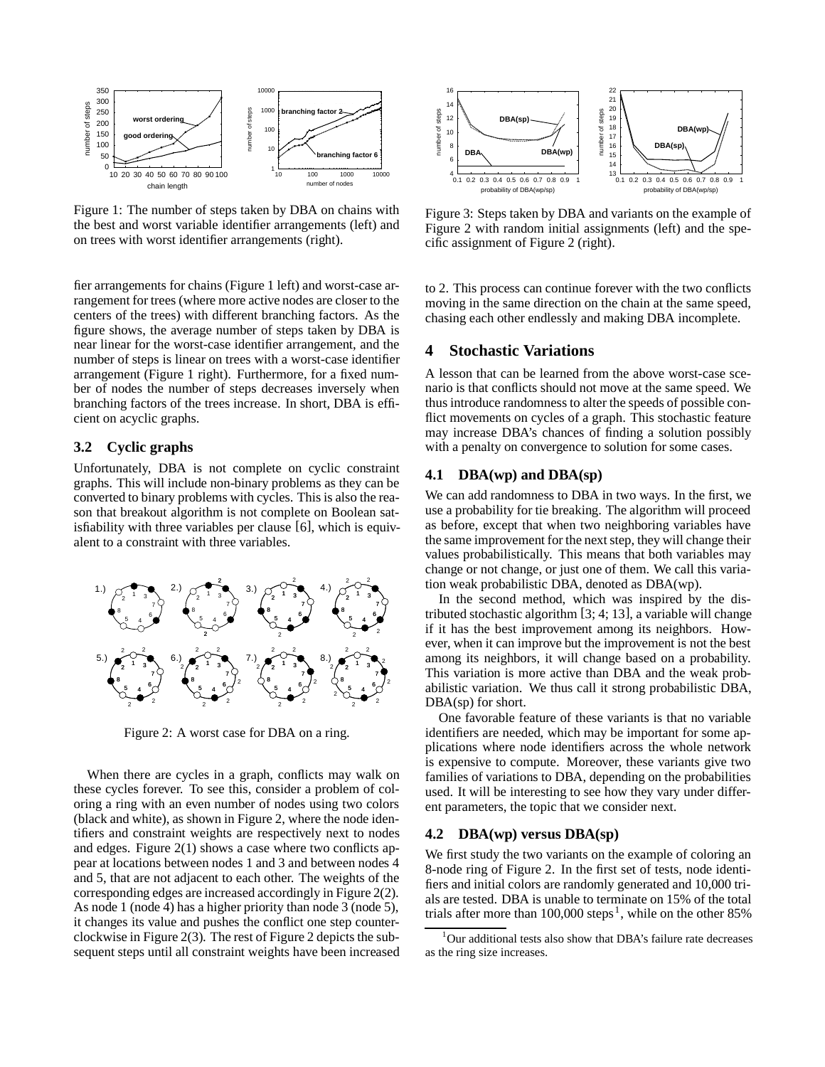Figure 1: The number of steps taken by DBA on chains with the best and worst variable identifier arrangements (left) and on trees with worst identifier arrangements (right).

fier arrangements for chains (Figure 1 left) and worst-case arrangement for trees (where more active nodes are closer to the centers of the trees) with different branching factors. As the figure shows, the average number of steps taken by DBA is near linear for the worst-case identifier arrangement, and the number of steps is linear on trees with a worst-case identifier arrangement (Figure 1 right). Furthermore, for a fixed number of nodes the number of steps decreases inversely when branching factors of the trees increase. In short, DBA is efficient on acyclic graphs.

## 3.2 Cyclic graphs

Unfortunately, DBA is not complete on cyclic constraint graphs. This will include non-binary problems as they can be converted to binary problems with cycles. This is also the reason that breakout algorithm is not complete on Boolean satisfiability with three variables per clause [6], which is equivalent to a constraint with three variables.

Figure 2: A worst case for DBA on a ring.

When there are cycles in a graph, conflicts may walk on these cycles forever. To see this, consider a problem of coloring a ring with an even number of nodes using two colors (black and white), as shown in Figure 2, where the node identifiers and constraint weights are respectively next to nodes and edges. Figure 2(1) shows a case where two conflicts appear at locations between nodes 1 and 3 and between nodes 4 and 5, that are not adjacent to each other. The weights of the corresponding edges are increased accordingly in Figure 2(2). As node 1 (node 4) has a higher priority than node 3 (node 5), it changes its value and pushes the conflict one step counterclockwise in Figure 2(3). The rest of Figure 2 depicts the subsequent steps until all constraint weights have been increased to 2. This process can continue forever with the two conflicts moving in the same direction on the chain at the same speed, chasing each other endlessly and making DBA incomplete.

Figure 3: Steps taken by DBA and variants on the example of Figure 2 with random initial assignments (left) and the specific assignment of Figure 2 (right).

# 4 Stochastic Variations

A lesson that can be learned from the above worst-case scenario is that conflicts should not move at the same speed. We thus introduce randomness to alter the speeds of possible conflict movements on cycles of a graph. This stochastic feature may increase DBA's chances of finding a solution possibly with a penalty on convergence to solution for some cases.

## 4.1 DBA(wp) and DBA(sp)

We can add randomness to DBA in two ways. In the first, we use a probability for tie breaking. The algorithm will proceed as before, except that when two neighboring variables have the same improvement for the next step, they will change their values probabilistically. This means that both variables may change or not change, or just one of them. We call this variation weak probabilistic DBA, denoted as DBA(wp).

In the second method, which was inspired by the distributed stochastic algorithm [3; 4; 13], a variable will change if it has the best improvement among its neighbors. However, when it can improve but the improvement is not the best among its neighbors, it will change based on a probability. This variation is more active than DBA and the weak probabilistic variation. We thus call it strong probabilistic DBA, DBA(sp) for short.

One favorable feature of these variants is that no variable identifiers are needed, which may be important for some applications where node identifiers across the whole network is expensive to compute. Moreover, these variants give two families of variations to DBA, depending on the probabilities used. It will be interesting to see how they vary under different parameters, the topic that we consider next.

## 4.2 DBA(wp) versus DBA(sp)

We first study the two variants on the example of coloring an 8-node ring of Figure 2. In the first set of tests, node identifiers and initial colors are randomly generated and 10,000 trials are tested. DBA is unable to terminate on 15% of the total trials after more than 100,000 steps[1], while on the other 85%

[1] Our additional tests also show that DBA's failure rate decreases as the ring size increases.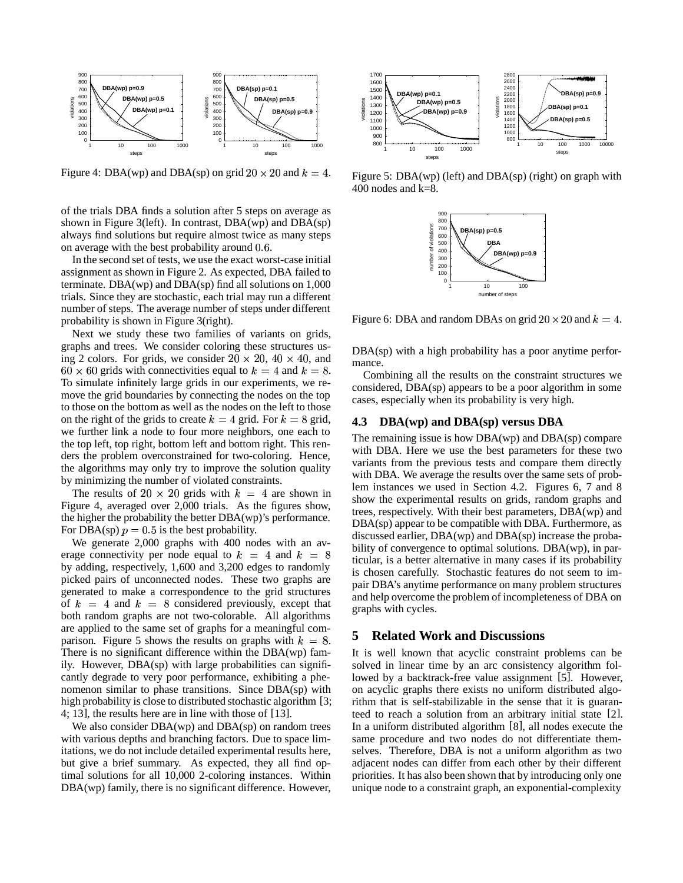Figure 4: DBA(wp) and DBA(sp) on grid $20 \times 20$ and $k = 4$.

of the trials DBA finds a solution after 5 steps on average as shown in Figure 3(left). In contrast, DBA(wp) and DBA(sp) always find solutions but require almost twice as many steps on average with the best probability around 0.6.

In the second set of tests, we use the exact worst-case initial assignment as shown in Figure 2. As expected, DBA failed to terminate. DBA(wp) and DBA(sp) find all solutions on 1,000 trials. Since they are stochastic, each trial may run a different number of steps. The average number of steps under different probability is shown in Figure 3(right).

Next we study these two families of variants on grids, graphs and trees. We consider coloring these structures using 2 colors. For grids, we consider $20 \times 20$, $40 \times 40$, and $60 \times 60$ grids with connectivities equal to $k = 4$ and $k = 8$. To simulate infinitely large grids in our experiments, we remove the grid boundaries by connecting the nodes on the top to those on the bottom as well as the nodes on the left to those on the right of the grids to create $k = 4$ grid. For $k = 8$ grid, we further link a node to four more neighbors, one each to the top left, top right, bottom left and bottom right. This renders the problem overconstrained for two-coloring. Hence, the algorithms may only try to improve the solution quality by minimizing the number of violated constraints.

The results of $20 \times 20$ grids with $k = 4$ are shown in Figure 4, averaged over 2,000 trials. As the figures show, the higher the probability the better DBA(wp)'s performance. For DBA(sp) $p = 0.5$ is the best probability.

We generate 2,000 graphs with 400 nodes with an average connectivity per node equal to $k = 4$ and $k = 8$ by adding, respectively, 1,600 and 3,200 edges to randomly picked pairs of unconnected nodes. These two graphs are generated to make a correspondence to the grid structures of $k = 4$ and $k = 8$ considered previously, except that both random graphs are not two-colorable. All algorithms are applied to the same set of graphs for a meaningful comparison. Figure 5 shows the results on graphs with $k = 8$. There is no significant difference within the DBA(wp) family. However, DBA(sp) with large probabilities can significantly degrade to very poor performance, exhibiting a phenomenon similar to phase transitions. Since DBA(sp) with high probability is close to distributed stochastic algorithm [3; 4; 13], the results here are in line with those of [13].

We also consider DBA(wp) and DBA(sp) on random trees with various depths and branching factors. Due to space limitations, we do not include detailed experimental results here, but give a brief summary. As expected, they all find optimal solutions for all 10,000 2-coloring instances. Within DBA(wp) family, there is no significant difference. However, DBA(sp) with a high probability has a poor anytime performance.

Figure 5: DBA(wp) (left) and DBA(sp) (right) on graph with 400 nodes and k=8.

Figure 6: DBA and random DBAs on grid $20 \times 20$ and $k = 4$.

Combining all the results on the constraint structures we considered, DBA(sp) appears to be a poor algorithm in some cases, especially when its probability is very high.

### 4.3 DBA(wp) and DBA(sp) versus DBA

The remaining issue is how DBA(wp) and DBA(sp) compare with DBA. Here we use the best parameters for these two variants from the previous tests and compare them directly with DBA. We average the results over the same sets of problem instances we used in Section 4.2. Figures 6, 7 and 8 show the experimental results on grids, random graphs and trees, respectively. With their best parameters, DBA(wp) and DBA(sp) appear to be compatible with DBA. Furthermore, as discussed earlier, DBA(wp) and DBA(sp) increase the probability of convergence to optimal solutions. DBA(wp), in particular, is a better alternative in many cases if its probability is chosen carefully. Stochastic features do not seem to impair DBA's anytime performance on many problem structures and help overcome the problem of incompleteness of DBA on graphs with cycles.

## 5 Related Work and Discussions

It is well known that acyclic constraint problems can be solved in linear time by an arc consistency algorithm followed by a backtrack-free value assignment [5]. However, on acyclic graphs there exists no uniform distributed algorithm that is self-stabilizable in the sense that it is guaranteed to reach a solution from an arbitrary initial state [2]. In a uniform distributed algorithm [8], all nodes execute the same procedure and two nodes do not differentiate themselves. Therefore, DBA is not a uniform algorithm as two adjacent nodes can differ from each other by their different priorities. It has also been shown that by introducing only one unique node to a constraint graph, an exponential-complexity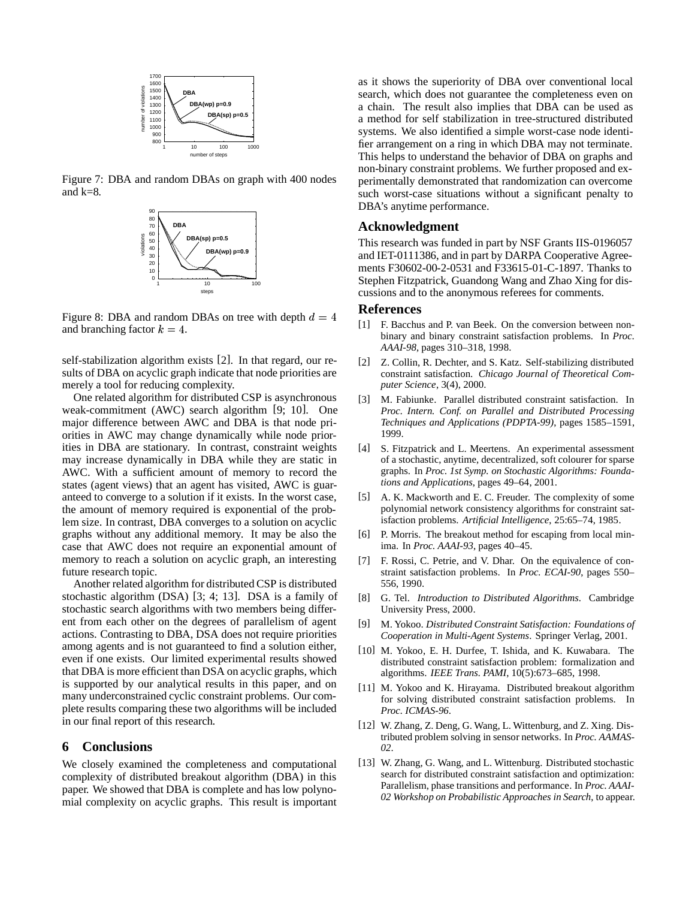1700
1600
1500
1400
1300
1200
1100
1000
900
800

number of violations

DBA

DBA(wp) p=0.9

DBA(sp) p=0.5

1
10
100
1000

number of steps

Figure 7: DBA and random DBAs on graph with 400 nodes and k=8.

90
80
70
60
50
40
30
20
10
0

violations

DBA

DBA(sp) p=0.5

DBA(wp) p=0.9

1
10
100

steps

Figure 8: DBA and random DBAs on tree with depth $d = 4$ and branching factor $k = 4$.

self-stabilization algorithm exists [2]. In that regard, our results of DBA on acyclic graph indicate that node priorities are merely a tool for reducing complexity.

One related algorithm for distributed CSP is asynchronous weak-commitment (AWC) search algorithm [9; 10]. One major difference between AWC and DBA is that node priorities in AWC may change dynamically while node priorities in DBA are stationary. In contrast, constraint weights may increase dynamically in DBA while they are static in AWC. With a sufficient amount of memory to record the states (agent views) that an agent has visited, AWC is guaranteed to converge to a solution if it exists. In the worst case, the amount of memory required is exponential of the problem size. In contrast, DBA converges to a solution on acyclic graphs without any additional memory. It may be also the case that AWC does not require an exponential amount of memory to reach a solution on acyclic graph, an interesting future research topic.

Another related algorithm for distributed CSP is distributed stochastic algorithm (DSA) [3; 4; 13]. DSA is a family of stochastic search algorithms with two members being different from each other on the degrees of parallelism of agent actions. Contrasting to DBA, DSA does not require priorities among agents and is not guaranteed to find a solution either, even if one exists. Our limited experimental results showed that DBA is more efficient than DSA on acyclic graphs, which is supported by our analytical results in this paper, and on many underconstrained cyclic constraint problems. Our complete results comparing these two algorithms will be included in our final report of this research.

## 6 Conclusions

We closely examined the completeness and computational complexity of distributed breakout algorithm (DBA) in this paper. We showed that DBA is complete and has low polynomial complexity on acyclic graphs. This result is important as it shows the superiority of DBA over conventional local search, which does not guarantee the completeness even on a chain. The result also implies that DBA can be used as a method for self stabilization in tree-structured distributed systems. We also identified a simple worst-case node identifier arrangement on a ring in which DBA may not terminate. This helps to understand the behavior of DBA on graphs and non-binary constraint problems. We further proposed and experimentally demonstrated that randomization can overcome such worst-case situations without a significant penalty to DBA's anytime performance.

## Acknowledgment

This research was funded in part by NSF Grants IIS-0196057 and IET-0111386, and in part by DARPA Cooperative Agreements F30602-00-2-0531 and F33615-01-C-1897. Thanks to Stephen Fitzpatrick, Guandong Wang and Zhao Xing for discussions and to the anonymous referees for comments.

## References

[1] F. Bacchus and P. van Beek. On the conversion between non-binary and binary constraint satisfaction problems. In *Proc. AAAI-98*, pages 310–318, 1998.

[2] Z. Collin, R. Dechter, and S. Katz. Self-stabilizing distributed constraint satisfaction. *Chicago Journal of Theoretical Computer Science*, 3(4), 2000.

[3] M. Fabiunke. Parallel distributed constraint satisfaction. In *Proc. Intern. Conf. on Parallel and Distributed Processing Techniques and Applications (PDPTA-99)*, pages 1585–1591, 1999.

[4] S. Fitzpatrick and L. Meertens. An experimental assessment of a stochastic, anytime, decentralized, soft colourer for sparse graphs. In *Proc. 1st Symp. on Stochastic Algorithms: Foundations and Applications*, pages 49–64, 2001.

[5] A. K. Mackworth and E. C. Freuder. The complexity of some polynomial network consistency algorithms for constraint satisfaction problems. *Artificial Intelligence*, 25:65–74, 1985.

[6] P. Morris. The breakout method for escaping from local minima. In *Proc. AAAI-93*, pages 40–45.

[7] F. Rossi, C. Petrie, and V. Dhar. On the equivalence of constraint satisfaction problems. In *Proc. ECAI-90*, pages 550–556, 1990.

[8] G. Tel. *Introduction to Distributed Algorithms*. Cambridge University Press, 2000.

[9] M. Yokoo. *Distributed Constraint Satisfaction: Foundations of Cooperation in Multi-Agent Systems*. Springer Verlag, 2001.

[10] M. Yokoo, E. H. Durfee, T. Ishida, and K. Kuwabara. The distributed constraint satisfaction problem: formalization and algorithms. *IEEE Trans. PAMI*, 10(5):673–685, 1998.

[11] M. Yokoo and K. Hirayama. Distributed breakout algorithm for solving distributed constraint satisfaction problems. In *Proc. ICMAS-96*.

[12] W. Zhang, Z. Deng, G. Wang, L. Wittenburg, and Z. Xing. Distributed problem solving in sensor networks. In *Proc. AAMAS-02*.

[13] W. Zhang, G. Wang, and L. Wittenburg. Distributed stochastic search for distributed constraint satisfaction and optimization: Parallelism, phase transitions and performance. In *Proc. AAAI-02 Workshop on Probabilistic Approaches in Search*, to appear.